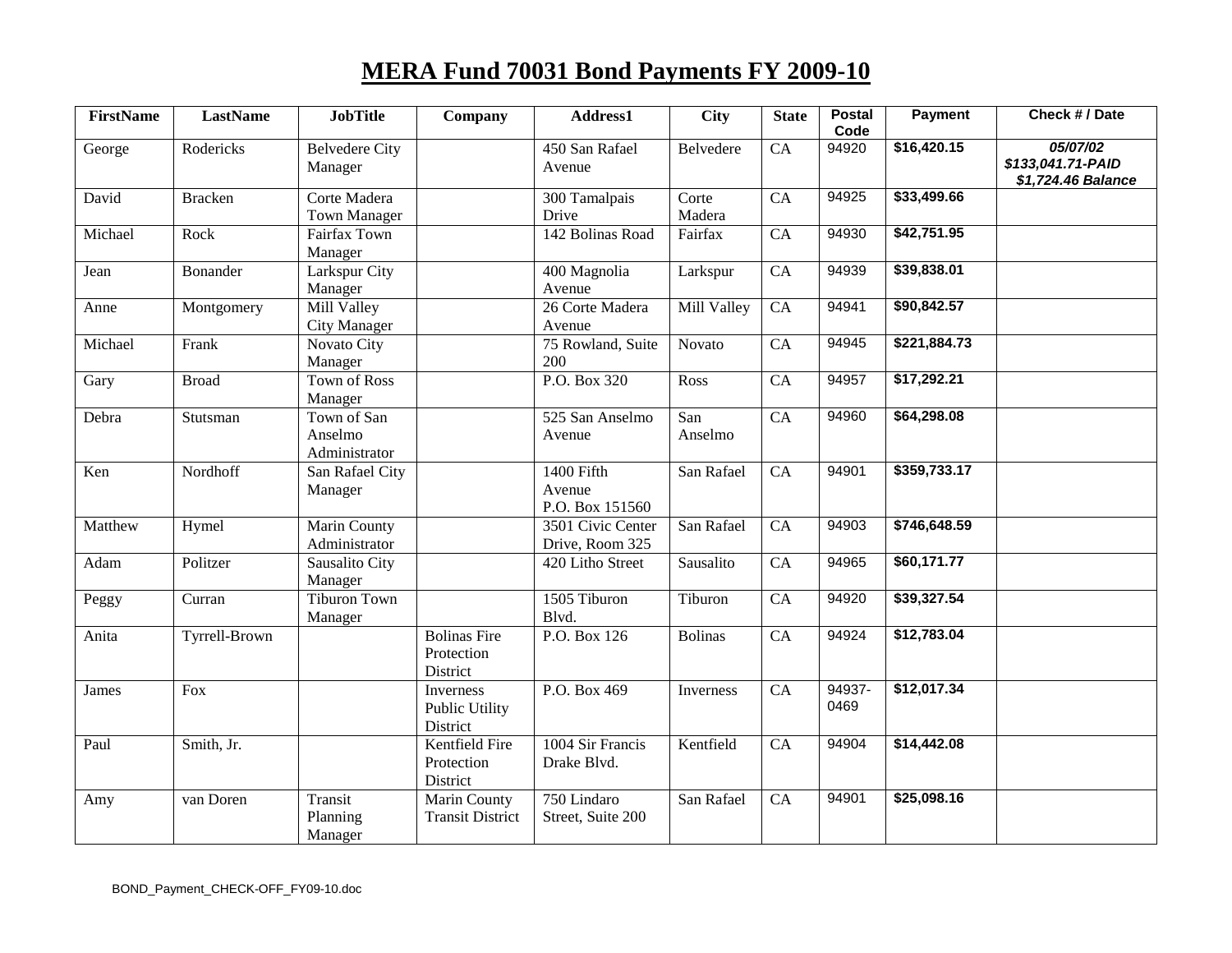# MERA Fund 70031 Bond Payments FY 2009-10

| FirstName | LastName | JobTitle | Company | Address1 | City | State | Postal Code | Payment | Check # / Date |
|---|---|---|---|---|---|---|---|---|---|
| George | Rodericks | Belvedere City Manager | | 450 San Rafael Avenue | Belvedere | CA | 94920 | **$16,420.15** | ***05/07/02 $133,041.71-PAID $1,724.46 Balance*** |
| David | Bracken | Corte Madera Town Manager | | 300 Tamalpais Drive | Corte Madera | CA | 94925 | **$33,499.66** | |
| Michael | Rock | Fairfax Town Manager | | 142 Bolinas Road | Fairfax | CA | 94930 | **$42,751.95** | |
| Jean | Bonander | Larkspur City Manager | | 400 Magnolia Avenue | Larkspur | CA | 94939 | **$39,838.01** | |
| Anne | Montgomery | Mill Valley City Manager | | 26 Corte Madera Avenue | Mill Valley | CA | 94941 | **$90,842.57** | |
| Michael | Frank | Novato City Manager | | 75 Rowland, Suite 200 | Novato | CA | 94945 | **$221,884.73** | |
| Gary | Broad | Town of Ross Manager | | P.O. Box 320 | Ross | CA | 94957 | **$17,292.21** | |
| Debra | Stutsman | Town of San Anselmo Administrator | | 525 San Anselmo Avenue | San Anselmo | CA | 94960 | **$64,298.08** | |
| Ken | Nordhoff | San Rafael City Manager | | 1400 Fifth Avenue P.O. Box 151560 | San Rafael | CA | 94901 | **$359,733.17** | |
| Matthew | Hymel | Marin County Administrator | | 3501 Civic Center Drive, Room 325 | San Rafael | CA | 94903 | **$746,648.59** | |
| Adam | Politzer | Sausalito City Manager | | 420 Litho Street | Sausalito | CA | 94965 | **$60,171.77** | |
| Peggy | Curran | Tiburon Town Manager | | 1505 Tiburon Blvd. | Tiburon | CA | 94920 | **$39,327.54** | |
| Anita | Tyrrell-Brown | | Bolinas Fire Protection District | P.O. Box 126 | Bolinas | CA | 94924 | **$12,783.04** | |
| James | Fox | | Inverness Public Utility District | P.O. Box 469 | Inverness | CA | 94937-0469 | **$12,017.34** | |
| Paul | Smith, Jr. | | Kentfield Fire Protection District | 1004 Sir Francis Drake Blvd. | Kentfield | CA | 94904 | **$14,442.08** | |
| Amy | van Doren | Transit Planning Manager | Marin County Transit District | 750 Lindaro Street, Suite 200 | San Rafael | CA | 94901 | **$25,098.16** | |

BOND_Payment_CHECK-OFF_FY09-10.doc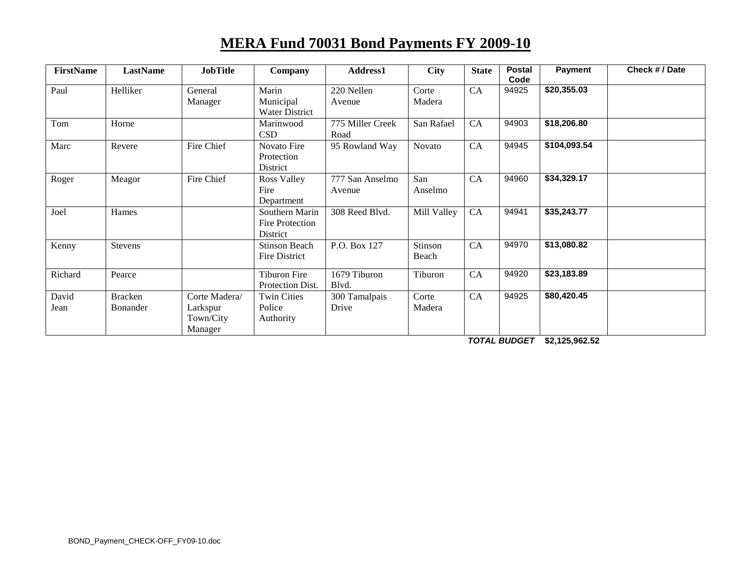# MERA Fund 70031 Bond Payments FY 2009-10

| FirstName | LastName | JobTitle | Company | Address1 | City | State | Postal Code | Payment | Check # / Date |
|---|---|---|---|---|---|---|---|---|---|
| Paul | Helliker | General Manager | Marin Municipal Water District | 220 Nellen Avenue | Corte Madera | CA | 94925 | **$20,355.03** | |
| Tom | Horne | | Marinwood CSD | 775 Miller Creek Road | San Rafael | CA | 94903 | **$18,206.80** | |
| Marc | Revere | Fire Chief | Novato Fire Protection District | 95 Rowland Way | Novato | CA | 94945 | **$104,093.54** | |
| Roger | Meagor | Fire Chief | Ross Valley Fire Department | 777 San Anselmo Avenue | San Anselmo | CA | 94960 | **$34,329.17** | |
| Joel | Hames | | Southern Marin Fire Protection District | 308 Reed Blvd. | Mill Valley | CA | 94941 | **$35,243.77** | |
| Kenny | Stevens | | Stinson Beach Fire District | P.O. Box 127 | Stinson Beach | CA | 94970 | **$13,080.82** | |
| Richard | Pearce | | Tiburon Fire Protection Dist. | 1679 Tiburon Blvd. | Tiburon | CA | 94920 | **$23,183.89** | |
| David Jean | Bracken Bonander | Corte Madera/ Larkspur Town/City Manager | Twin Cities Police Authority | 300 Tamalpais Drive | Corte Madera | CA | 94925 | **$80,420.45** | |
| | | | | | | | ***TOTAL BUDGET*** | **$2,125,962.52** | |

BOND_Payment_CHECK-OFF_FY09-10.doc